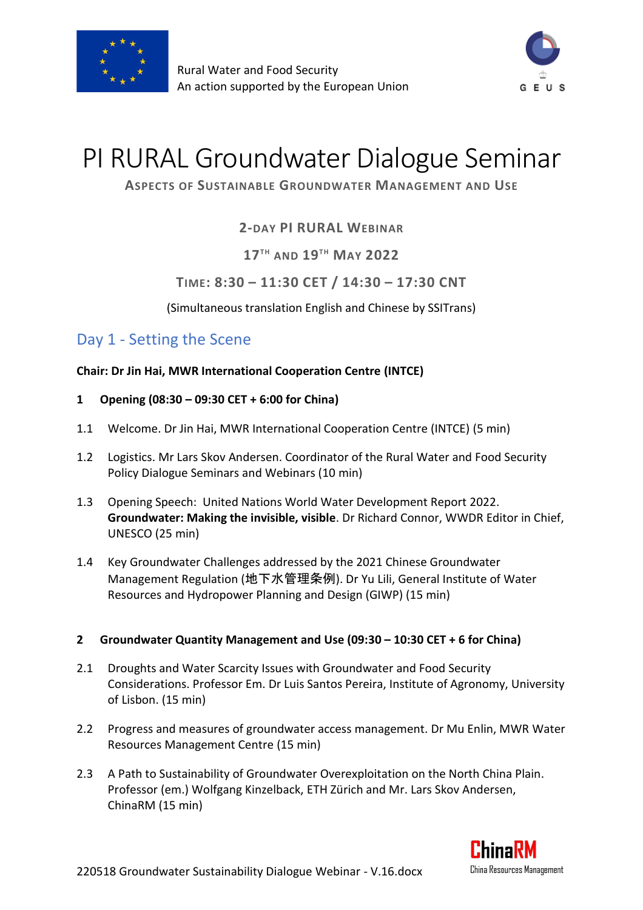Rural Water and Food Security
An action supported by the European Union

# PI RURAL Groundwater Dialogue Seminar

**ASPECTS OF SUSTAINABLE GROUNDWATER MANAGEMENT AND USE**

**2-DAY PI RURAL WEBINAR**

**17TH AND 19TH MAY 2022**

**TIME: 8:30 – 11:30 CET / 14:30 – 17:30 CNT**

(Simultaneous translation English and Chinese by SSITrans)

## Day 1 - Setting the Scene

**Chair: Dr Jin Hai, MWR International Cooperation Centre (INTCE)**

**1 Opening (08:30 – 09:30 CET + 6:00 for China)**

1.1 Welcome. Dr Jin Hai, MWR International Cooperation Centre (INTCE) (5 min)

1.2 Logistics. Mr Lars Skov Andersen. Coordinator of the Rural Water and Food Security Policy Dialogue Seminars and Webinars (10 min)

1.3 Opening Speech: United Nations World Water Development Report 2022. **Groundwater: Making the invisible, visible**. Dr Richard Connor, WWDR Editor in Chief, UNESCO (25 min)

1.4 Key Groundwater Challenges addressed by the 2021 Chinese Groundwater Management Regulation (地下水管理条例). Dr Yu Lili, General Institute of Water Resources and Hydropower Planning and Design (GIWP) (15 min)

**2 Groundwater Quantity Management and Use (09:30 – 10:30 CET + 6 for China)**

2.1 Droughts and Water Scarcity Issues with Groundwater and Food Security Considerations. Professor Em. Dr Luis Santos Pereira, Institute of Agronomy, University of Lisbon. (15 min)

2.2 Progress and measures of groundwater access management. Dr Mu Enlin, MWR Water Resources Management Centre (15 min)

2.3 A Path to Sustainability of Groundwater Overexploitation on the North China Plain. Professor (em.) Wolfgang Kinzelback, ETH Zürich and Mr. Lars Skov Andersen, ChinaRM (15 min)

220518 Groundwater Sustainability Dialogue Webinar - V.16.docx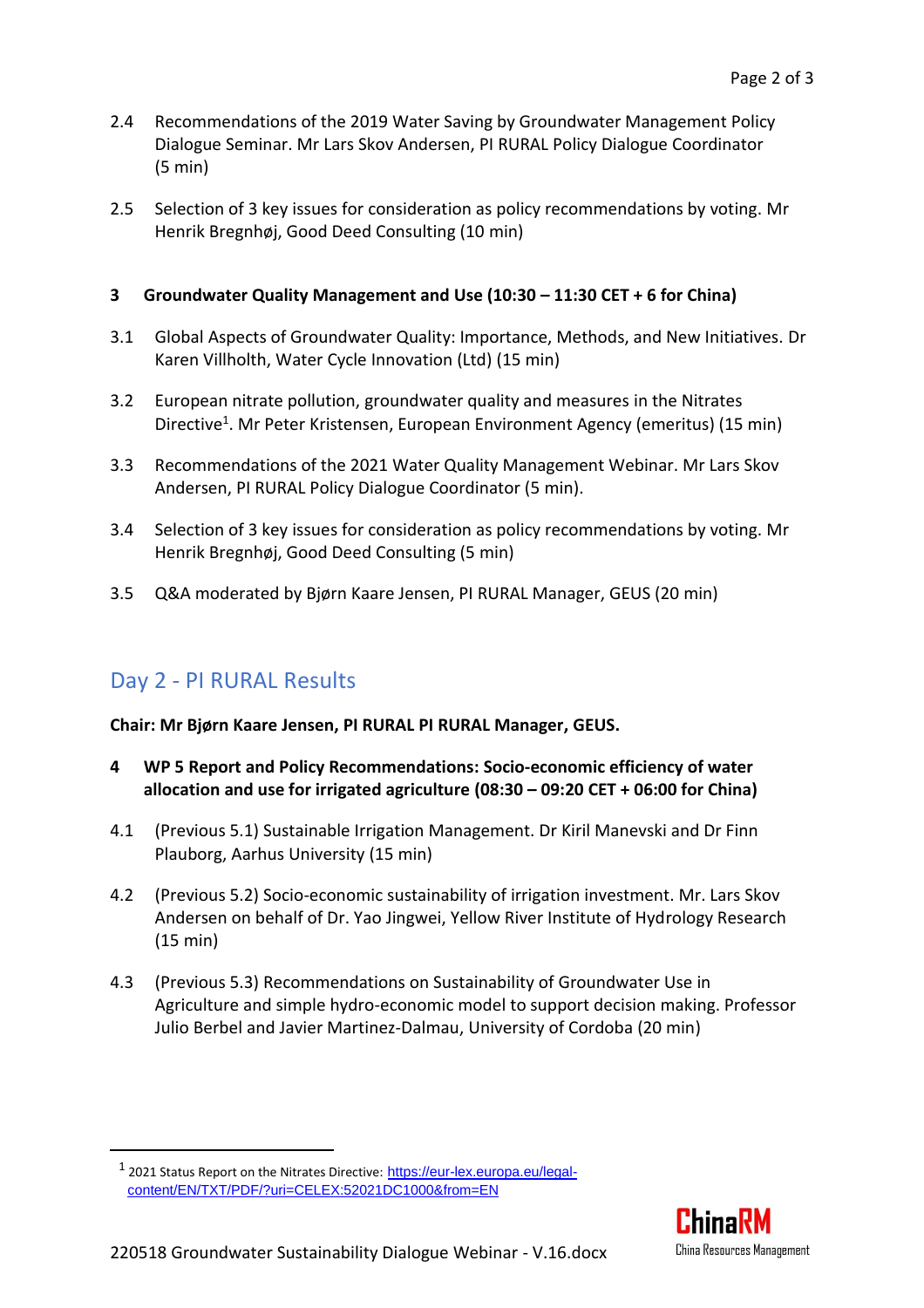2.4 Recommendations of the 2019 Water Saving by Groundwater Management Policy Dialogue Seminar. Mr Lars Skov Andersen, PI RURAL Policy Dialogue Coordinator (5 min)

2.5 Selection of 3 key issues for consideration as policy recommendations by voting. Mr Henrik Bregnhøj, Good Deed Consulting (10 min)

**3 Groundwater Quality Management and Use (10:30 – 11:30 CET + 6 for China)**

3.1 Global Aspects of Groundwater Quality: Importance, Methods, and New Initiatives. Dr Karen Villholth, Water Cycle Innovation (Ltd) (15 min)

3.2 European nitrate pollution, groundwater quality and measures in the Nitrates Directive[1]. Mr Peter Kristensen, European Environment Agency (emeritus) (15 min)

3.3 Recommendations of the 2021 Water Quality Management Webinar. Mr Lars Skov Andersen, PI RURAL Policy Dialogue Coordinator (5 min).

3.4 Selection of 3 key issues for consideration as policy recommendations by voting. Mr Henrik Bregnhøj, Good Deed Consulting (5 min)

3.5 Q&A moderated by Bjørn Kaare Jensen, PI RURAL Manager, GEUS (20 min)

## Day 2 - PI RURAL Results

**Chair: Mr Bjørn Kaare Jensen, PI RURAL PI RURAL Manager, GEUS.**

**4 WP 5 Report and Policy Recommendations: Socio-economic efficiency of water allocation and use for irrigated agriculture (08:30 – 09:20 CET + 06:00 for China)**

4.1 (Previous 5.1) Sustainable Irrigation Management. Dr Kiril Manevski and Dr Finn Plauborg, Aarhus University (15 min)

4.2 (Previous 5.2) Socio-economic sustainability of irrigation investment. Mr. Lars Skov Andersen on behalf of Dr. Yao Jingwei, Yellow River Institute of Hydrology Research (15 min)

4.3 (Previous 5.3) Recommendations on Sustainability of Groundwater Use in Agriculture and simple hydro-economic model to support decision making. Professor Julio Berbel and Javier Martinez-Dalmau, University of Cordoba (20 min)

---

[1] 2021 Status Report on the Nitrates Directive: https://eur-lex.europa.eu/legal-content/EN/TXT/PDF/?uri=CELEX:52021DC1000&from=EN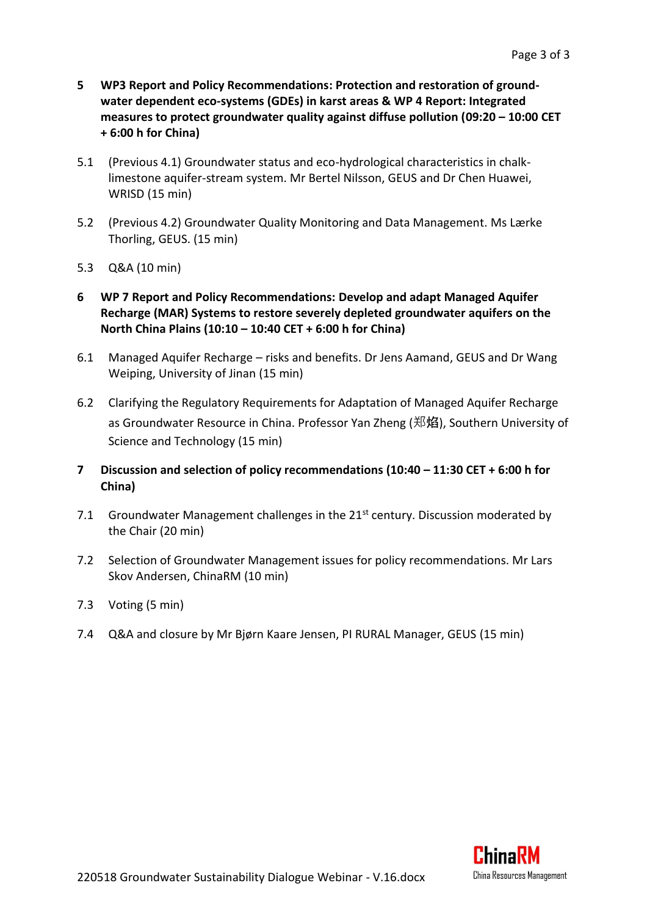**5 WP3 Report and Policy Recommendations: Protection and restoration of ground-water dependent eco-systems (GDEs) in karst areas & WP 4 Report: Integrated measures to protect groundwater quality against diffuse pollution (09:20 – 10:00 CET + 6:00 h for China)**

5.1 (Previous 4.1) Groundwater status and eco-hydrological characteristics in chalk-limestone aquifer-stream system. Mr Bertel Nilsson, GEUS and Dr Chen Huawei, WRISD (15 min)

5.2 (Previous 4.2) Groundwater Quality Monitoring and Data Management. Ms Lærke Thorling, GEUS. (15 min)

5.3 Q&A (10 min)

**6 WP 7 Report and Policy Recommendations: Develop and adapt Managed Aquifer Recharge (MAR) Systems to restore severely depleted groundwater aquifers on the North China Plains (10:10 – 10:40 CET + 6:00 h for China)**

6.1 Managed Aquifer Recharge – risks and benefits. Dr Jens Aamand, GEUS and Dr Wang Weiping, University of Jinan (15 min)

6.2 Clarifying the Regulatory Requirements for Adaptation of Managed Aquifer Recharge as Groundwater Resource in China. Professor Yan Zheng (郑焰), Southern University of Science and Technology (15 min)

**7 Discussion and selection of policy recommendations (10:40 – 11:30 CET + 6:00 h for China)**

7.1 Groundwater Management challenges in the 21st century. Discussion moderated by the Chair (20 min)

7.2 Selection of Groundwater Management issues for policy recommendations. Mr Lars Skov Andersen, ChinaRM (10 min)

7.3 Voting (5 min)

7.4 Q&A and closure by Mr Bjørn Kaare Jensen, PI RURAL Manager, GEUS (15 min)